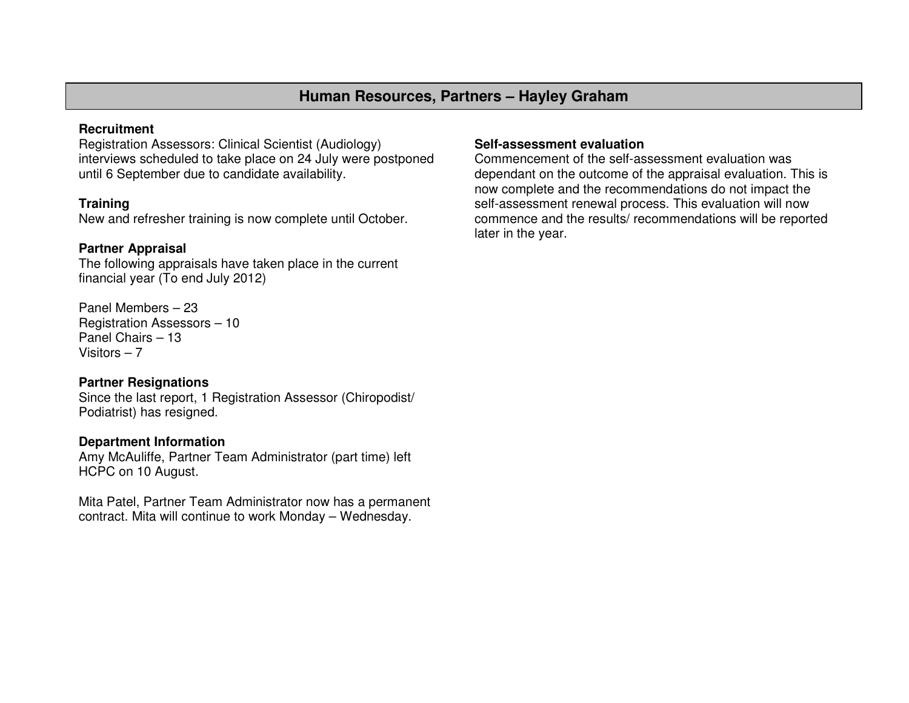# Human Resources, Partners – Hayley Graham

### Recruitment

Registration Assessors: Clinical Scientist (Audiology) interviews scheduled to take place on 24 July were postponed until 6 September due to candidate availability.

### Training

New and refresher training is now complete until October.

### Partner Appraisal

The following appraisals have taken place in the current financial year (To end July 2012)

Panel Members – 23
Registration Assessors – 10
Panel Chairs – 13
Visitors – 7

### Partner Resignations

Since the last report, 1 Registration Assessor (Chiropodist/ Podiatrist) has resigned.

### Department Information

Amy McAuliffe, Partner Team Administrator (part time) left HCPC on 10 August.

Mita Patel, Partner Team Administrator now has a permanent contract. Mita will continue to work Monday – Wednesday.

### Self-assessment evaluation

Commencement of the self-assessment evaluation was dependant on the outcome of the appraisal evaluation. This is now complete and the recommendations do not impact the self-assessment renewal process. This evaluation will now commence and the results/ recommendations will be reported later in the year.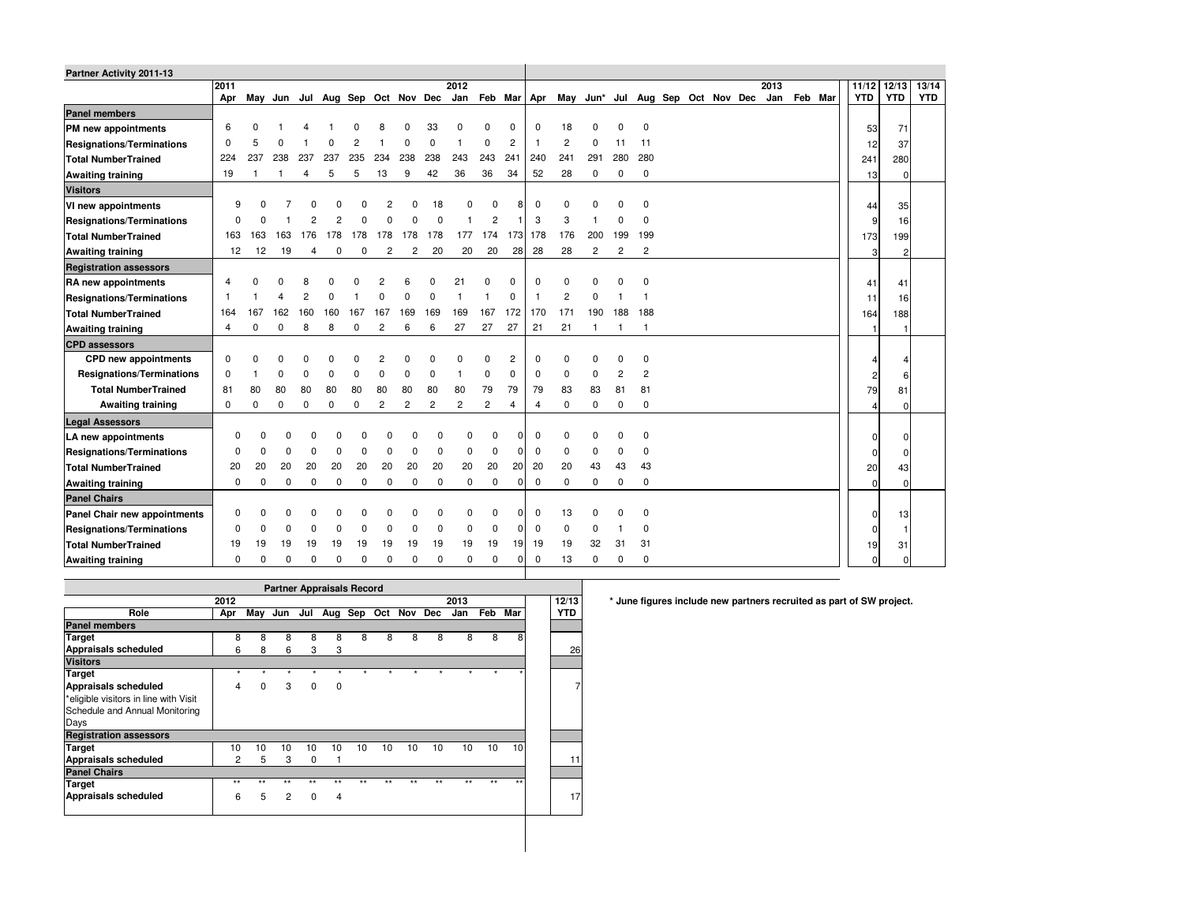## Partner Activity 2011-13

| | 2011 Apr | May | Jun | Jul | Aug | Sep | Oct | Nov | Dec | 2012 Jan | Feb | Mar | Apr | May | Jun* | Jul | Aug | Sep | Oct | Nov | Dec | 2013 Jan | Feb | Mar | 11/12 YTD | 12/13 YTD | 13/14 YTD |
|---|---|---|---|---|---|---|---|---|---|---|---|---|---|---|---|---|---|---|---|---|---|---|---|---|---|---|---|
| **Panel members** | | | | | | | | | | | | | | | | | | | | | | | | | | | |
| **PM new appointments** | 6 | 0 | 1 | 4 | 1 | 0 | 8 | 0 | 33 | 0 | 0 | 0 | 0 | 18 | 0 | 0 | 0 | | | | | | | | 53 | 71 | |
| **Resignations/Terminations** | 0 | 5 | 0 | 1 | 0 | 2 | 1 | 0 | 0 | 1 | 0 | 2 | 1 | 2 | 0 | 11 | 11 | | | | | | | | 12 | 37 | |
| **Total NumberTrained** | 224 | 237 | 238 | 237 | 237 | 235 | 234 | 238 | 238 | 243 | 243 | 241 | 240 | 241 | 291 | 280 | 280 | | | | | | | | 241 | 280 | |
| **Awaiting training** | 19 | 1 | 1 | 4 | 5 | 5 | 13 | 9 | 42 | 36 | 36 | 34 | 52 | 28 | 0 | 0 | 0 | | | | | | | | 13 | 0 | |
| **Visitors** | | | | | | | | | | | | | | | | | | | | | | | | | | | |
| **VI new appointments** | 9 | 0 | 7 | 0 | 0 | 0 | 2 | 0 | 18 | 0 | 0 | 8 | 0 | 0 | 0 | 0 | 0 | | | | | | | | 44 | 35 | |
| **Resignations/Terminations** | 0 | 0 | 1 | 2 | 2 | 0 | 0 | 0 | 0 | 1 | 2 | 1 | 3 | 3 | 1 | 0 | 0 | | | | | | | | 9 | 16 | |
| **Total NumberTrained** | 163 | 163 | 163 | 176 | 178 | 178 | 178 | 178 | 178 | 177 | 174 | 173 | 178 | 176 | 200 | 199 | 199 | | | | | | | | 173 | 199 | |
| **Awaiting training** | 12 | 12 | 19 | 4 | 0 | 0 | 2 | 2 | 20 | 20 | 20 | 28 | 28 | 28 | 2 | 2 | 2 | | | | | | | | 3 | 2 | |
| **Registration assessors** | | | | | | | | | | | | | | | | | | | | | | | | | | | |
| **RA new appointments** | 4 | 0 | 0 | 8 | 0 | 0 | 2 | 6 | 0 | 21 | 0 | 0 | 0 | 0 | 0 | 0 | 0 | | | | | | | | 41 | 41 | |
| **Resignations/Terminations** | 1 | 1 | 4 | 2 | 0 | 1 | 0 | 0 | 0 | 1 | 1 | 0 | 1 | 2 | 0 | 1 | 1 | | | | | | | | 11 | 16 | |
| **Total NumberTrained** | 164 | 167 | 162 | 160 | 160 | 167 | 167 | 169 | 169 | 169 | 167 | 172 | 170 | 171 | 190 | 188 | 188 | | | | | | | | 164 | 188 | |
| **Awaiting training** | 4 | 0 | 0 | 8 | 8 | 0 | 2 | 6 | 6 | 27 | 27 | 27 | 21 | 21 | 1 | 1 | 1 | | | | | | | | 1 | 1 | |
| **CPD assessors** | | | | | | | | | | | | | | | | | | | | | | | | | | | |
| **CPD new appointments** | 0 | 0 | 0 | 0 | 0 | 0 | 2 | 0 | 0 | 0 | 0 | 2 | 0 | 0 | 0 | 0 | 0 | | | | | | | | 4 | 4 | |
| **Resignations/Terminations** | 0 | 1 | 0 | 0 | 0 | 0 | 0 | 0 | 0 | 1 | 0 | 0 | 0 | 0 | 0 | 2 | 2 | | | | | | | | 2 | 6 | |
| **Total NumberTrained** | 81 | 80 | 80 | 80 | 80 | 80 | 80 | 80 | 80 | 80 | 79 | 79 | 79 | 83 | 83 | 81 | 81 | | | | | | | | 79 | 81 | |
| **Awaiting training** | 0 | 0 | 0 | 0 | 0 | 0 | 2 | 2 | 2 | 2 | 2 | 4 | 4 | 0 | 0 | 0 | 0 | | | | | | | | 4 | 0 | |
| **Legal Assessors** | | | | | | | | | | | | | | | | | | | | | | | | | | | |
| **LA new appointments** | 0 | 0 | 0 | 0 | 0 | 0 | 0 | 0 | 0 | 0 | 0 | 0 | 0 | 0 | 0 | 0 | 0 | | | | | | | | 0 | 0 | |
| **Resignations/Terminations** | 0 | 0 | 0 | 0 | 0 | 0 | 0 | 0 | 0 | 0 | 0 | 0 | 0 | 0 | 0 | 0 | 0 | | | | | | | | 0 | 0 | |
| **Total NumberTrained** | 20 | 20 | 20 | 20 | 20 | 20 | 20 | 20 | 20 | 20 | 20 | 20 | 20 | 20 | 43 | 43 | 43 | | | | | | | | 20 | 43 | |
| **Awaiting training** | 0 | 0 | 0 | 0 | 0 | 0 | 0 | 0 | 0 | 0 | 0 | 0 | 0 | 0 | 0 | 0 | 0 | | | | | | | | 0 | 0 | |
| **Panel Chairs** | | | | | | | | | | | | | | | | | | | | | | | | | | | |
| **Panel Chair new appointments** | 0 | 0 | 0 | 0 | 0 | 0 | 0 | 0 | 0 | 0 | 0 | 0 | 0 | 13 | 0 | 0 | 0 | | | | | | | | 0 | 13 | |
| **Resignations/Terminations** | 0 | 0 | 0 | 0 | 0 | 0 | 0 | 0 | 0 | 0 | 0 | 0 | 0 | 0 | 0 | 1 | 0 | | | | | | | | 0 | 1 | |
| **Total NumberTrained** | 19 | 19 | 19 | 19 | 19 | 19 | 19 | 19 | 19 | 19 | 19 | 19 | 19 | 19 | 32 | 31 | 31 | | | | | | | | 19 | 31 | |
| **Awaiting training** | 0 | 0 | 0 | 0 | 0 | 0 | 0 | 0 | 0 | 0 | 0 | 0 | 0 | 13 | 0 | 0 | 0 | | | | | | | | 0 | 0 | |

## Partner Appraisals Record

| Role | 2012 Apr | May | Jun | Jul | Aug | Sep | Oct | Nov | Dec | 2013 Jan | Feb | Mar | 12/13 YTD |
|---|---|---|---|---|---|---|---|---|---|---|---|---|---|
| **Panel members** | | | | | | | | | | | | | |
| **Target** | 8 | 8 | 8 | 8 | 8 | 8 | 8 | 8 | 8 | 8 | 8 | 8 | |
| **Appraisals scheduled** | 6 | 8 | 6 | 3 | 3 | | | | | | | | 26 |
| **Visitors** | | | | | | | | | | | | | |
| **Target** | * | * | * | * | * | * | * | * | * | * | * | * | |
| **Appraisals scheduled** | 4 | 0 | 3 | 0 | 0 | | | | | | | | 7 |
| *eligible visitors in line with Visit Schedule and Annual Monitoring Days | | | | | | | | | | | | | |
| **Registration assessors** | | | | | | | | | | | | | |
| **Target** | 10 | 10 | 10 | 10 | 10 | 10 | 10 | 10 | 10 | 10 | 10 | 10 | |
| **Appraisals scheduled** | 2 | 5 | 3 | 0 | 1 | | | | | | | | 11 |
| **Panel Chairs** | | | | | | | | | | | | | |
| **Target** | ** | ** | ** | ** | ** | ** | ** | ** | ** | ** | ** | ** | |
| **Appraisals scheduled** | 6 | 5 | 2 | 0 | 4 | | | | | | | | 17 |

**\* June figures include new partners recruited as part of SW project.**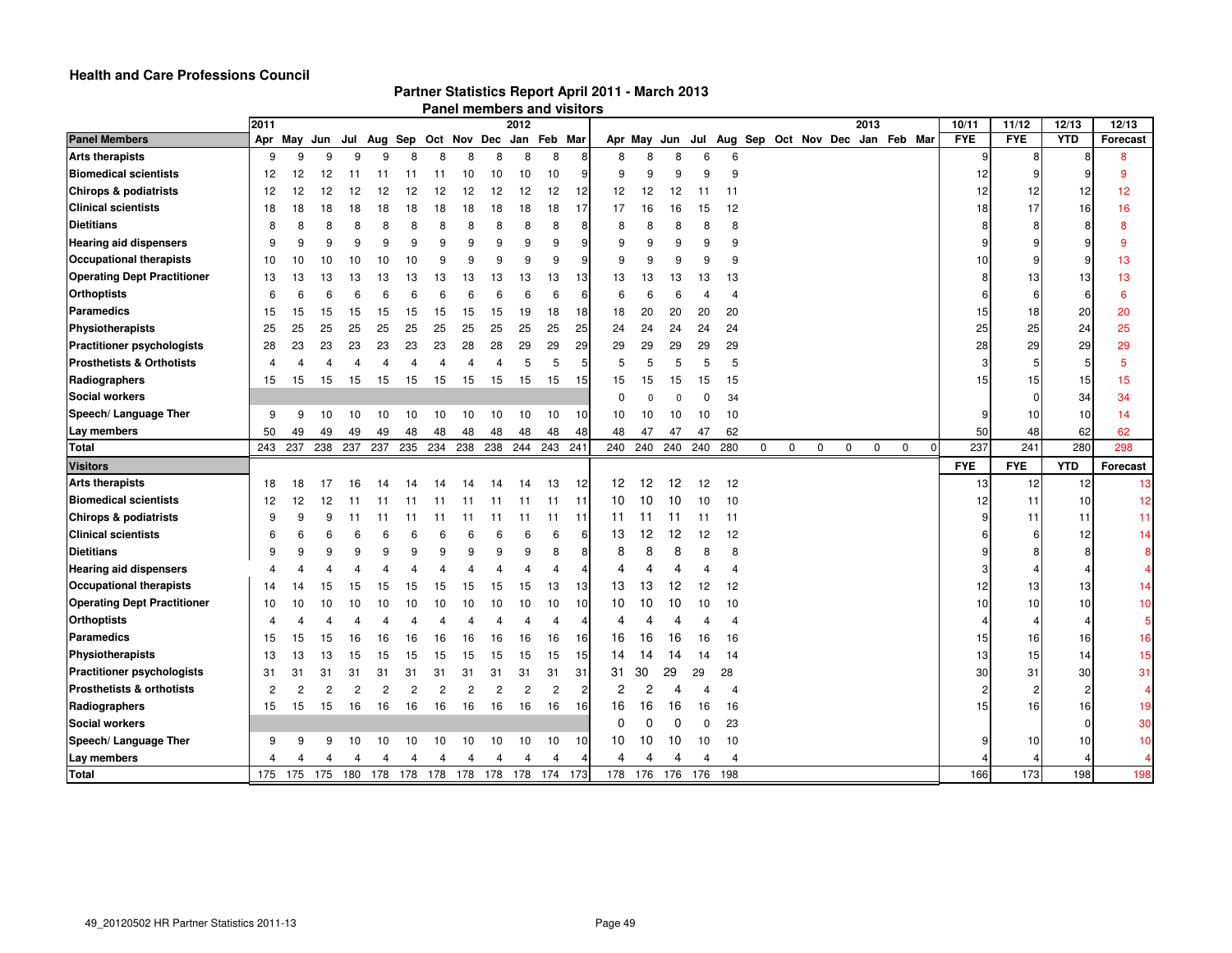**Health and Care Professions Council**

## Partner Statistics Report April 2011 - March 2013

### Panel members and visitors

| | 2011 | | | | | | | | | 2012 | | | | | | | | | | | | | 2013 | | | 10/11 | 11/12 | 12/13 | 12/13 |
|---|---|---|---|---|---|---|---|---|---|---|---|---|---|---|---|---|---|---|---|---|---|---|---|---|---|---|---|---|---|
| **Panel Members** | Apr | May | Jun | Jul | Aug | Sep | Oct | Nov | Dec | Jan | Feb | Mar | Apr | May | Jun | Jul | Aug | Sep | Oct | Nov | Dec | Jan | Feb | Mar | FYE | FYE | YTD | Forecast |
| **Arts therapists** | 9 | 9 | 9 | 9 | 9 | 8 | 8 | 8 | 8 | 8 | 8 | 8 | 8 | 8 | 8 | 6 | 6 | | | | | | | | 9 | 8 | 8 | 8 |
| **Biomedical scientists** | 12 | 12 | 12 | 11 | 11 | 11 | 11 | 10 | 10 | 10 | 10 | 9 | 9 | 9 | 9 | 9 | 9 | | | | | | | | 12 | 9 | 9 | 9 |
| **Chirops & podiatrists** | 12 | 12 | 12 | 12 | 12 | 12 | 12 | 12 | 12 | 12 | 12 | 12 | 12 | 12 | 12 | 11 | 11 | | | | | | | | 12 | 12 | 12 | 12 |
| **Clinical scientists** | 18 | 18 | 18 | 18 | 18 | 18 | 18 | 18 | 18 | 18 | 18 | 17 | 17 | 16 | 16 | 15 | 12 | | | | | | | | 18 | 17 | 16 | 16 |
| **Dietitians** | 8 | 8 | 8 | 8 | 8 | 8 | 8 | 8 | 8 | 8 | 8 | 8 | 8 | 8 | 8 | 8 | 8 | | | | | | | | 8 | 8 | 8 | 8 |
| **Hearing aid dispensers** | 9 | 9 | 9 | 9 | 9 | 9 | 9 | 9 | 9 | 9 | 9 | 9 | 9 | 9 | 9 | 9 | 9 | | | | | | | | 9 | 9 | 9 | 9 |
| **Occupational therapists** | 10 | 10 | 10 | 10 | 10 | 10 | 9 | 9 | 9 | 9 | 9 | 9 | 9 | 9 | 9 | 9 | 9 | | | | | | | | 10 | 9 | 9 | 13 |
| **Operating Dept Practitioner** | 13 | 13 | 13 | 13 | 13 | 13 | 13 | 13 | 13 | 13 | 13 | 13 | 13 | 13 | 13 | 13 | 13 | | | | | | | | 8 | 13 | 13 | 13 |
| **Orthoptists** | 6 | 6 | 6 | 6 | 6 | 6 | 6 | 6 | 6 | 6 | 6 | 6 | 6 | 6 | 6 | 4 | 4 | | | | | | | | 6 | 6 | 6 | 6 |
| **Paramedics** | 15 | 15 | 15 | 15 | 15 | 15 | 15 | 15 | 15 | 19 | 18 | 18 | 18 | 20 | 20 | 20 | 20 | | | | | | | | 15 | 18 | 20 | 20 |
| **Physiotherapists** | 25 | 25 | 25 | 25 | 25 | 25 | 25 | 25 | 25 | 25 | 25 | 25 | 24 | 24 | 24 | 24 | 24 | | | | | | | | 25 | 25 | 24 | 25 |
| **Practitioner psychologists** | 28 | 23 | 23 | 23 | 23 | 23 | 23 | 28 | 28 | 29 | 29 | 29 | 29 | 29 | 29 | 29 | 29 | | | | | | | | 28 | 29 | 29 | 29 |
| **Prosthetists & Orthotists** | 4 | 4 | 4 | 4 | 4 | 4 | 4 | 4 | 4 | 5 | 5 | 5 | 5 | 5 | 5 | 5 | 5 | | | | | | | | 3 | 5 | 5 | 5 |
| **Radiographers** | 15 | 15 | 15 | 15 | 15 | 15 | 15 | 15 | 15 | 15 | 15 | 15 | 15 | 15 | 15 | 15 | 15 | | | | | | | | 15 | 15 | 15 | 15 |
| **Social workers** | | | | | | | | | | | | | 0 | 0 | 0 | 0 | 34 | | | | | | | | | 0 | 34 | 34 |
| **Speech/ Language Ther** | 9 | 9 | 10 | 10 | 10 | 10 | 10 | 10 | 10 | 10 | 10 | 10 | 10 | 10 | 10 | 10 | 10 | | | | | | | | 9 | 10 | 10 | 14 |
| **Lay members** | 50 | 49 | 49 | 49 | 49 | 48 | 48 | 48 | 48 | 48 | 48 | 48 | 48 | 47 | 47 | 47 | 62 | | | | | | | | 50 | 48 | 62 | 62 |
| **Total** | 243 | 237 | 238 | 237 | 237 | 235 | 234 | 238 | 238 | 244 | 243 | 241 | 240 | 240 | 240 | 240 | 280 | 0 | 0 | 0 | 0 | 0 | 0 | 0 | 237 | 241 | 280 | 298 |
| **Visitors** | | | | | | | | | | | | | | | | | | | | | | | | | FYE | FYE | YTD | Forecast |
| **Arts therapists** | 18 | 18 | 17 | 16 | 14 | 14 | 14 | 14 | 14 | 14 | 13 | 12 | 12 | 12 | 12 | 12 | 12 | | | | | | | | 13 | 12 | 12 | 13 |
| **Biomedical scientists** | 12 | 12 | 12 | 11 | 11 | 11 | 11 | 11 | 11 | 11 | 11 | 11 | 10 | 10 | 10 | 10 | 10 | | | | | | | | 12 | 11 | 10 | 12 |
| **Chirops & podiatrists** | 9 | 9 | 9 | 11 | 11 | 11 | 11 | 11 | 11 | 11 | 11 | 11 | 11 | 11 | 11 | 11 | 11 | | | | | | | | 9 | 11 | 11 | 11 |
| **Clinical scientists** | 6 | 6 | 6 | 6 | 6 | 6 | 6 | 6 | 6 | 6 | 6 | 6 | 13 | 12 | 12 | 12 | 12 | | | | | | | | 6 | 6 | 12 | 14 |
| **Dietitians** | 9 | 9 | 9 | 9 | 9 | 9 | 9 | 9 | 9 | 9 | 8 | 8 | 8 | 8 | 8 | 8 | 8 | | | | | | | | 9 | 8 | 8 | 8 |
| **Hearing aid dispensers** | 4 | 4 | 4 | 4 | 4 | 4 | 4 | 4 | 4 | 4 | 4 | 4 | 4 | 4 | 4 | 4 | 4 | | | | | | | | 3 | 4 | 4 | 4 |
| **Occupational therapists** | 14 | 14 | 15 | 15 | 15 | 15 | 15 | 15 | 15 | 15 | 13 | 13 | 13 | 13 | 12 | 12 | 12 | | | | | | | | 12 | 13 | 13 | 14 |
| **Operating Dept Practitioner** | 10 | 10 | 10 | 10 | 10 | 10 | 10 | 10 | 10 | 10 | 10 | 10 | 10 | 10 | 10 | 10 | 10 | | | | | | | | 10 | 10 | 10 | 10 |
| **Orthoptists** | 4 | 4 | 4 | 4 | 4 | 4 | 4 | 4 | 4 | 4 | 4 | 4 | 4 | 4 | 4 | 4 | 4 | | | | | | | | 4 | 4 | 4 | 5 |
| **Paramedics** | 15 | 15 | 15 | 16 | 16 | 16 | 16 | 16 | 16 | 16 | 16 | 16 | 16 | 16 | 16 | 16 | 16 | | | | | | | | 15 | 16 | 16 | 16 |
| **Physiotherapists** | 13 | 13 | 13 | 15 | 15 | 15 | 15 | 15 | 15 | 15 | 15 | 15 | 14 | 14 | 14 | 14 | 14 | | | | | | | | 13 | 15 | 14 | 15 |
| **Practitioner psychologists** | 31 | 31 | 31 | 31 | 31 | 31 | 31 | 31 | 31 | 31 | 31 | 31 | 31 | 30 | 29 | 29 | 28 | | | | | | | | 30 | 31 | 30 | 31 |
| **Prosthetists & orthotists** | 2 | 2 | 2 | 2 | 2 | 2 | 2 | 2 | 2 | 2 | 2 | 2 | 2 | 2 | 4 | 4 | 4 | | | | | | | | 2 | 2 | 2 | 4 |
| **Radiographers** | 15 | 15 | 15 | 16 | 16 | 16 | 16 | 16 | 16 | 16 | 16 | 16 | 16 | 16 | 16 | 16 | 16 | | | | | | | | 15 | 16 | 16 | 19 |
| **Social workers** | | | | | | | | | | | | | 0 | 0 | 0 | 0 | 23 | | | | | | | | | | 0 | 30 |
| **Speech/ Language Ther** | 9 | 9 | 9 | 10 | 10 | 10 | 10 | 10 | 10 | 10 | 10 | 10 | 10 | 10 | 10 | 10 | 10 | | | | | | | | 9 | 10 | 10 | 10 |
| **Lay members** | 4 | 4 | 4 | 4 | 4 | 4 | 4 | 4 | 4 | 4 | 4 | 4 | 4 | 4 | 4 | 4 | 4 | | | | | | | | 4 | 4 | 4 | 4 |
| **Total** | 175 | 175 | 175 | 180 | 178 | 178 | 178 | 178 | 178 | 178 | 174 | 173 | 178 | 176 | 176 | 176 | 198 | | | | | | | | 166 | 173 | 198 | 198 |

49_20120502 HR Partner Statistics 2011-13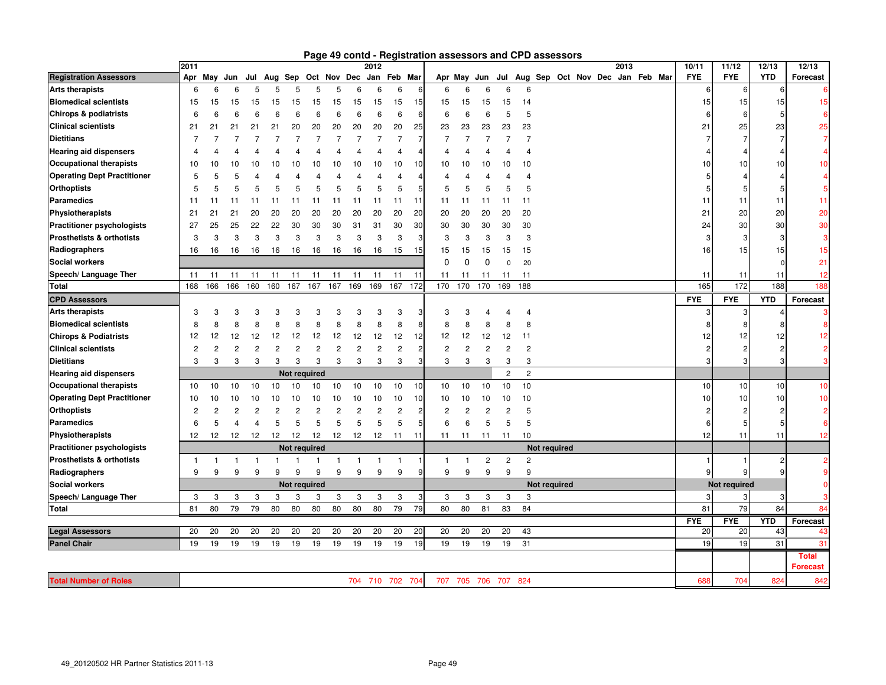## Page 49 contd - Registration assessors and CPD assessors

| | 2011 | | | | | | | | | 2012 | | | | | | | | | | | | | 2013 | | | 10/11 | 11/12 | 12/13 | 12/13 |
|---|---|---|---|---|---|---|---|---|---|---|---|---|---|---|---|---|---|---|---|---|---|---|---|---|---|---|---|---|---|
| **Registration Assessors** | Apr | May | Jun | Jul | Aug | Sep | Oct | Nov | Dec | Jan | Feb | Mar | Apr | May | Jun | Jul | Aug | Sep | Oct | Nov | Dec | Jan | Feb | Mar | FYE | FYE | YTD | Forecast |
| **Arts therapists** | 6 | 6 | 6 | 5 | 5 | 5 | 5 | 5 | 6 | 6 | 6 | 6 | 6 | 6 | 6 | 6 | 6 | | | | | | | | 6 | 6 | 6 | 6 |
| **Biomedical scientists** | 15 | 15 | 15 | 15 | 15 | 15 | 15 | 15 | 15 | 15 | 15 | 15 | 15 | 15 | 15 | 15 | 14 | | | | | | | | 15 | 15 | 15 | 15 |
| **Chirops & podiatrists** | 6 | 6 | 6 | 6 | 6 | 6 | 6 | 6 | 6 | 6 | 6 | 6 | 6 | 6 | 6 | 5 | 5 | | | | | | | | 6 | 6 | 5 | 6 |
| **Clinical scientists** | 21 | 21 | 21 | 21 | 21 | 20 | 20 | 20 | 20 | 20 | 20 | 25 | 23 | 23 | 23 | 23 | 23 | | | | | | | | 21 | 25 | 23 | 25 |
| **Dietitians** | 7 | 7 | 7 | 7 | 7 | 7 | 7 | 7 | 7 | 7 | 7 | 7 | 7 | 7 | 7 | 7 | 7 | | | | | | | | 7 | 7 | 7 | 7 |
| **Hearing aid dispensers** | 4 | 4 | 4 | 4 | 4 | 4 | 4 | 4 | 4 | 4 | 4 | 4 | 4 | 4 | 4 | 4 | 4 | | | | | | | | 4 | 4 | 4 | 4 |
| **Occupational therapists** | 10 | 10 | 10 | 10 | 10 | 10 | 10 | 10 | 10 | 10 | 10 | 10 | 10 | 10 | 10 | 10 | 10 | | | | | | | | 10 | 10 | 10 | 10 |
| **Operating Dept Practitioner** | 5 | 5 | 5 | 4 | 4 | 4 | 4 | 4 | 4 | 4 | 4 | 4 | 4 | 4 | 4 | 4 | 4 | | | | | | | | 5 | 4 | 4 | 4 |
| **Orthoptists** | 5 | 5 | 5 | 5 | 5 | 5 | 5 | 5 | 5 | 5 | 5 | 5 | 5 | 5 | 5 | 5 | 5 | | | | | | | | 5 | 5 | 5 | 5 |
| **Paramedics** | 11 | 11 | 11 | 11 | 11 | 11 | 11 | 11 | 11 | 11 | 11 | 11 | 11 | 11 | 11 | 11 | 11 | | | | | | | | 11 | 11 | 11 | 11 |
| **Physiotherapists** | 21 | 21 | 21 | 20 | 20 | 20 | 20 | 20 | 20 | 20 | 20 | 20 | 20 | 20 | 20 | 20 | 20 | | | | | | | | 21 | 20 | 20 | 20 |
| **Practitioner psychologists** | 27 | 25 | 25 | 22 | 22 | 30 | 30 | 30 | 31 | 31 | 30 | 30 | 30 | 30 | 30 | 30 | 30 | | | | | | | | 24 | 30 | 30 | 30 |
| **Prosthetists & orthotists** | 3 | 3 | 3 | 3 | 3 | 3 | 3 | 3 | 3 | 3 | 3 | 3 | 3 | 3 | 3 | 3 | 3 | | | | | | | | 3 | 3 | 3 | 3 |
| **Radiographers** | 16 | 16 | 16 | 16 | 16 | 16 | 16 | 16 | 16 | 16 | 15 | 15 | 15 | 15 | 15 | 15 | 15 | | | | | | | | 16 | 15 | 15 | 15 |
| **Social workers** | | | | | | | | | | | | | 0 | 0 | 0 | 0 | 20 | | | | | | | | | | 0 | 21 |
| **Speech/ Language Ther** | 11 | 11 | 11 | 11 | 11 | 11 | 11 | 11 | 11 | 11 | 11 | 11 | 11 | 11 | 11 | 11 | 11 | | | | | | | | 11 | 11 | 11 | 12 |
| **Total** | 168 | 166 | 166 | 160 | 160 | 167 | 167 | 167 | 169 | 169 | 167 | 172 | 170 | 170 | 170 | 169 | 188 | | | | | | | | 165 | 172 | 188 | 188 |
| **CPD Assessors** | | | | | | | | | | | | | | | | | | | | | | | | | FYE | FYE | YTD | Forecast |
| **Arts therapists** | 3 | 3 | 3 | 3 | 3 | 3 | 3 | 3 | 3 | 3 | 3 | 3 | 3 | 3 | 4 | 4 | 4 | | | | | | | | 3 | 3 | 4 | 3 |
| **Biomedical scientists** | 8 | 8 | 8 | 8 | 8 | 8 | 8 | 8 | 8 | 8 | 8 | 8 | 8 | 8 | 8 | 8 | 8 | | | | | | | | 8 | 8 | 8 | 8 |
| **Chirops & Podiatrists** | 12 | 12 | 12 | 12 | 12 | 12 | 12 | 12 | 12 | 12 | 12 | 12 | 12 | 12 | 12 | 12 | 11 | | | | | | | | 12 | 12 | 12 | 12 |
| **Clinical scientists** | 2 | 2 | 2 | 2 | 2 | 2 | 2 | 2 | 2 | 2 | 2 | 2 | 2 | 2 | 2 | 2 | 2 | | | | | | | | 2 | 2 | 2 | 2 |
| **Dietitians** | 3 | 3 | 3 | 3 | 3 | 3 | 3 | 3 | 3 | 3 | 3 | 3 | 3 | 3 | 3 | 3 | 3 | | | | | | | | 3 | 3 | 3 | 3 |
| **Hearing aid dispensers** | | | | | | Not required | | | | | | | | | | 2 | 2 | | | | | | | | | | | |
| **Occupational therapists** | 10 | 10 | 10 | 10 | 10 | 10 | 10 | 10 | 10 | 10 | 10 | 10 | 10 | 10 | 10 | 10 | 10 | | | | | | | | 10 | 10 | 10 | 10 |
| **Operating Dept Practitioner** | 10 | 10 | 10 | 10 | 10 | 10 | 10 | 10 | 10 | 10 | 10 | 10 | 10 | 10 | 10 | 10 | 10 | | | | | | | | 10 | 10 | 10 | 10 |
| **Orthoptists** | 2 | 2 | 2 | 2 | 2 | 2 | 2 | 2 | 2 | 2 | 2 | 2 | 2 | 2 | 2 | 2 | 5 | | | | | | | | 2 | 2 | 2 | 2 |
| **Paramedics** | 6 | 5 | 4 | 4 | 5 | 5 | 5 | 5 | 5 | 5 | 5 | 5 | 6 | 6 | 5 | 5 | 5 | | | | | | | | 6 | 5 | 5 | 6 |
| **Physiotherapists** | 12 | 12 | 12 | 12 | 12 | 12 | 12 | 12 | 12 | 12 | 11 | 11 | 11 | 11 | 11 | 11 | 10 | | | | | | | | 12 | 11 | 11 | 12 |
| **Practitioner psychologists** | | | | | | Not required | | | | | | | | | | | | Not required | | | | | | | | | | |
| **Prosthetists & orthotists** | 1 | 1 | 1 | 1 | 1 | 1 | 1 | 1 | 1 | 1 | 1 | 1 | 1 | 1 | 2 | 2 | 2 | | | | | | | | 1 | 1 | 2 | 2 |
| **Radiographers** | 9 | 9 | 9 | 9 | 9 | 9 | 9 | 9 | 9 | 9 | 9 | 9 | 9 | 9 | 9 | 9 | 9 | | | | | | | | 9 | 9 | 9 | 9 |
| **Social workers** | | | | | | Not required | | | | | | | | | | | | Not required | | | | | | | | Not required | | 0 |
| **Speech/ Language Ther** | 3 | 3 | 3 | 3 | 3 | 3 | 3 | 3 | 3 | 3 | 3 | 3 | 3 | 3 | 3 | 3 | 3 | | | | | | | | 3 | 3 | 3 | 3 |
| **Total** | 81 | 80 | 79 | 79 | 80 | 80 | 80 | 80 | 80 | 80 | 79 | 79 | 80 | 80 | 81 | 83 | 84 | | | | | | | | 81 | 79 | 84 | 84 |
| | | | | | | | | | | | | | | | | | | | | | | | | | FYE | FYE | YTD | Forecast |
| **Legal Assessors** | 20 | 20 | 20 | 20 | 20 | 20 | 20 | 20 | 20 | 20 | 20 | 20 | 20 | 20 | 20 | 20 | 43 | | | | | | | | 20 | 20 | 43 | 43 |
| **Panel Chair** | 19 | 19 | 19 | 19 | 19 | 19 | 19 | 19 | 19 | 19 | 19 | 19 | 19 | 19 | 19 | 19 | 31 | | | | | | | | 19 | 19 | 31 | 31 |
| | | | | | | | | | | | | | | | | | | | | | | | | | | | | Total Forecast |
| **Total Number of Roles** | | | | | | | | | 704 | 710 | 702 | 704 | 707 | 705 | 706 | 707 | 824 | | | | | | | | 688 | 704 | 824 | 842 |

49_20120502 HR Partner Statistics 2011-13